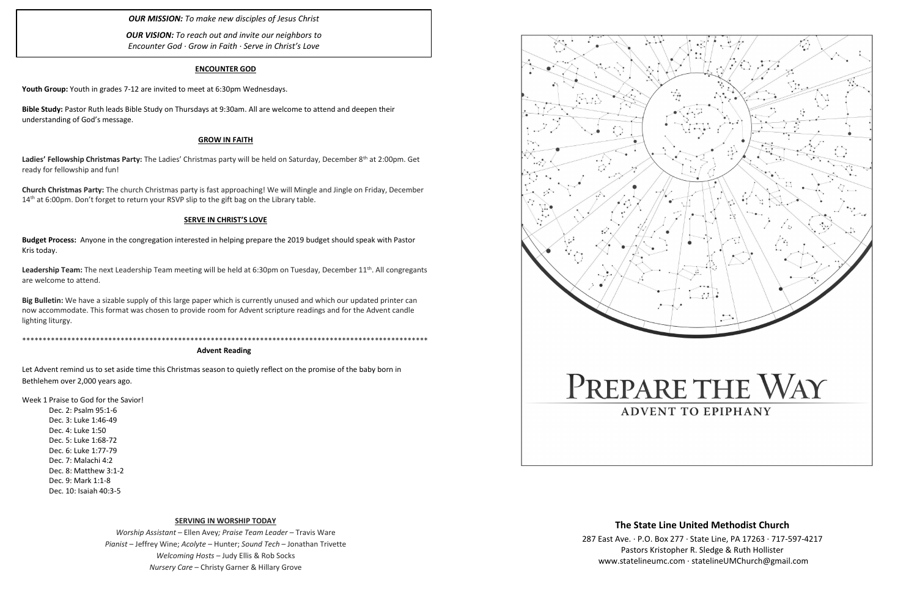***OUR MISSION:*** *To make new disciples of Jesus Christ*

***OUR VISION:*** *To reach out and invite our neighbors to Encounter God · Grow in Faith · Serve in Christ's Love*

## ENCOUNTER GOD

**Youth Group:** Youth in grades 7-12 are invited to meet at 6:30pm Wednesdays.

**Bible Study:** Pastor Ruth leads Bible Study on Thursdays at 9:30am. All are welcome to attend and deepen their understanding of God's message.

## GROW IN FAITH

**Ladies' Fellowship Christmas Party:** The Ladies' Christmas party will be held on Saturday, December 8th at 2:00pm. Get ready for fellowship and fun!

**Church Christmas Party:** The church Christmas party is fast approaching! We will Mingle and Jingle on Friday, December 14th at 6:00pm. Don't forget to return your RSVP slip to the gift bag on the Library table.

## SERVE IN CHRIST'S LOVE

**Budget Process:** Anyone in the congregation interested in helping prepare the 2019 budget should speak with Pastor Kris today.

**Leadership Team:** The next Leadership Team meeting will be held at 6:30pm on Tuesday, December 11th. All congregants are welcome to attend.

**Big Bulletin:** We have a sizable supply of this large paper which is currently unused and which our updated printer can now accommodate. This format was chosen to provide room for Advent scripture readings and for the Advent candle lighting liturgy.

****************************************************************************************************

**Advent Reading**

Let Advent remind us to set aside time this Christmas season to quietly reflect on the promise of the baby born in Bethlehem over 2,000 years ago.

Week 1 Praise to God for the Savior!

- Dec. 2: Psalm 95:1-6
- Dec. 3: Luke 1:46-49
- Dec. 4: Luke 1:50
- Dec. 5: Luke 1:68-72
- Dec. 6: Luke 1:77-79
- Dec. 7: Malachi 4:2
- Dec. 8: Matthew 3:1-2
- Dec. 9: Mark 1:1-8
- Dec. 10: Isaiah 40:3-5

## SERVING IN WORSHIP TODAY

*Worship Assistant* – Ellen Avey; *Praise Team Leader* – Travis Ware
*Pianist* – Jeffrey Wine; *Acolyte* – Hunter; *Sound Tech* – Jonathan Trivette
*Welcoming Hosts* – Judy Ellis & Rob Socks
*Nursery Care* – Christy Garner & Hillary Grove

# PREPARE THE WAY

## ADVENT TO EPIPHANY

### The State Line United Methodist Church

287 East Ave. · P.O. Box 277 · State Line, PA 17263 · 717-597-4217
Pastors Kristopher R. Sledge & Ruth Hollister
www.statelineumc.com · statelineUMChurch@gmail.com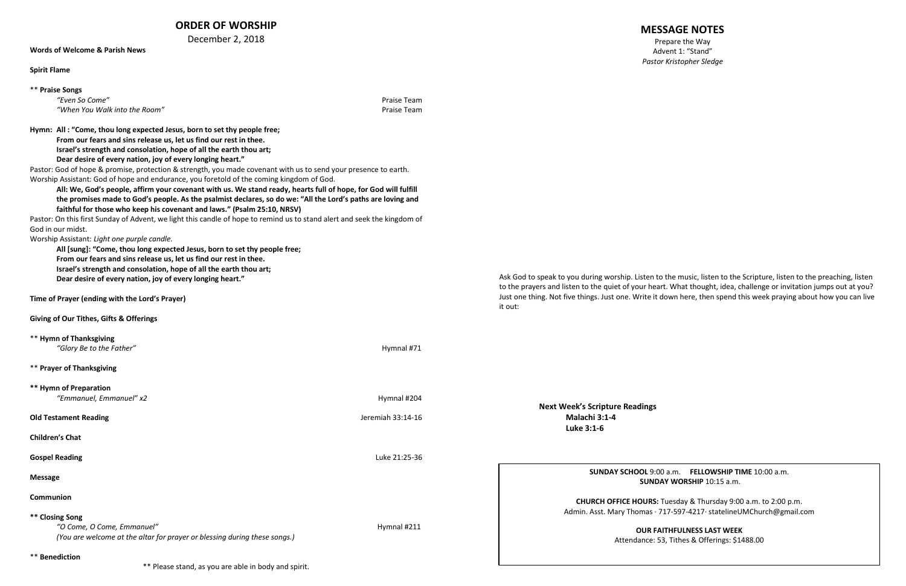# ORDER OF WORSHIP

December 2, 2018

**Words of Welcome & Parish News**

**Spirit Flame**

** **Praise Songs**

*"Even So Come"* — Praise Team

*"When You Walk into the Room"* — Praise Team

**Hymn: All : "Come, thou long expected Jesus, born to set thy people free;**
**From our fears and sins release us, let us find our rest in thee.**
**Israel's strength and consolation, hope of all the earth thou art;**
**Dear desire of every nation, joy of every longing heart."**

Pastor: God of hope & promise, protection & strength, you made covenant with us to send your presence to earth.

Worship Assistant: God of hope and endurance, you foretold of the coming kingdom of God.

**All: We, God's people, affirm your covenant with us. We stand ready, hearts full of hope, for God will fulfill the promises made to God's people. As the psalmist declares, so do we: "All the Lord's paths are loving and faithful for those who keep his covenant and laws." (Psalm 25:10, NRSV)**

Pastor: On this first Sunday of Advent, we light this candle of hope to remind us to stand alert and seek the kingdom of God in our midst.

Worship Assistant: *Light one purple candle.*

**All [sung]: "Come, thou long expected Jesus, born to set thy people free;**
**From our fears and sins release us, let us find our rest in thee.**
**Israel's strength and consolation, hope of all the earth thou art;**
**Dear desire of every nation, joy of every longing heart."**

**Time of Prayer (ending with the Lord's Prayer)**

**Giving of Our Tithes, Gifts & Offerings**

** **Hymn of Thanksgiving**

*"Glory Be to the Father"* — Hymnal #71

** **Prayer of Thanksgiving**

**** Hymn of Preparation**

*"Emmanuel, Emmanuel" x2* — Hymnal #204

**Old Testament Reading** — Jeremiah 33:14-16

**Children's Chat**

**Gospel Reading** — Luke 21:25-36

**Message**

**Communion**

**** Closing Song**

*"O Come, O Come, Emmanuel"* — Hymnal #211

*(You are welcome at the altar for prayer or blessing during these songs.)*

** **Benediction**

** Please stand, as you are able in body and spirit.

# MESSAGE NOTES

Prepare the Way

Advent 1: "Stand"

*Pastor Kristopher Sledge*

Ask God to speak to you during worship. Listen to the music, listen to the Scripture, listen to the preaching, listen to the prayers and listen to the quiet of your heart. What thought, idea, challenge or invitation jumps out at you? Just one thing. Not five things. Just one. Write it down here, then spend this week praying about how you can live it out:

**Next Week's Scripture Readings**
**Malachi 3:1-4**
**Luke 3:1-6**

**SUNDAY SCHOOL** 9:00 a.m. **FELLOWSHIP TIME** 10:00 a.m.
**SUNDAY WORSHIP** 10:15 a.m.

**CHURCH OFFICE HOURS:** Tuesday & Thursday 9:00 a.m. to 2:00 p.m.
Admin. Asst. Mary Thomas · 717-597-4217· statelineUMChurch@gmail.com

**OUR FAITHFULNESS LAST WEEK**
Attendance: 53, Tithes & Offerings: $1488.00